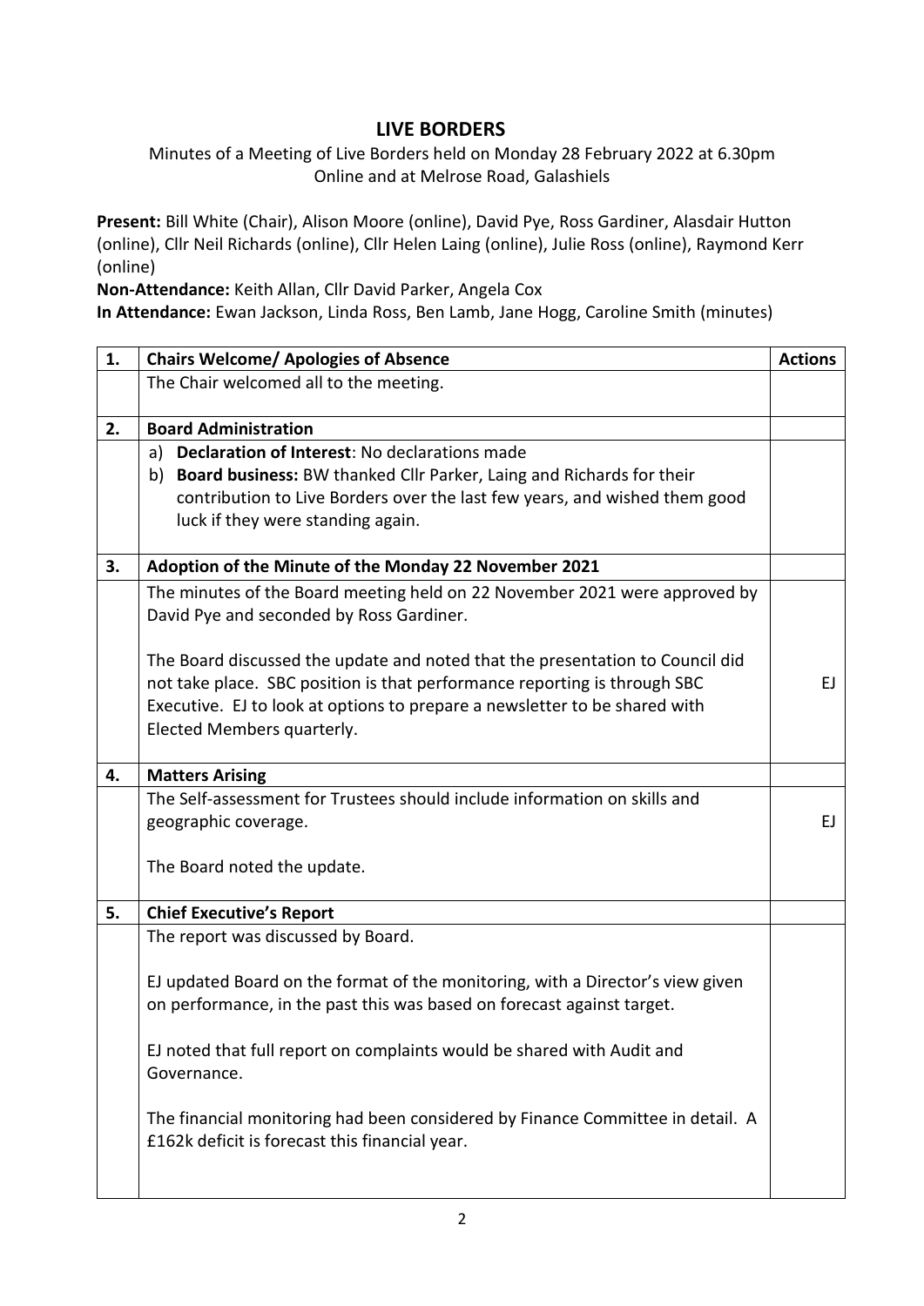# LIVE BORDERS

Minutes of a Meeting of Live Borders held on Monday 28 February 2022 at 6.30pm
Online and at Melrose Road, Galashiels

**Present:** Bill White (Chair), Alison Moore (online), David Pye, Ross Gardiner, Alasdair Hutton (online), Cllr Neil Richards (online), Cllr Helen Laing (online), Julie Ross (online), Raymond Kerr (online)

**Non-Attendance:** Keith Allan, Cllr David Parker, Angela Cox

**In Attendance:** Ewan Jackson, Linda Ross, Ben Lamb, Jane Hogg, Caroline Smith (minutes)

| 1. | Chairs Welcome/ Apologies of Absence | Actions |
|---|---|---|
| | The Chair welcomed all to the meeting. | |
| **2.** | **Board Administration** | |
| | a) **Declaration of Interest**: No declarations made<br>b) **Board business:** BW thanked Cllr Parker, Laing and Richards for their contribution to Live Borders over the last few years, and wished them good luck if they were standing again. | |
| **3.** | **Adoption of the Minute of the Monday 22 November 2021** | |
| | The minutes of the Board meeting held on 22 November 2021 were approved by David Pye and seconded by Ross Gardiner.<br><br>The Board discussed the update and noted that the presentation to Council did not take place. SBC position is that performance reporting is through SBC Executive. EJ to look at options to prepare a newsletter to be shared with Elected Members quarterly. | EJ |
| **4.** | **Matters Arising** | |
| | The Self-assessment for Trustees should include information on skills and geographic coverage.<br><br>The Board noted the update. | EJ |
| **5.** | **Chief Executive's Report** | |
| | The report was discussed by Board.<br><br>EJ updated Board on the format of the monitoring, with a Director's view given on performance, in the past this was based on forecast against target.<br><br>EJ noted that full report on complaints would be shared with Audit and Governance.<br><br>The financial monitoring had been considered by Finance Committee in detail. A £162k deficit is forecast this financial year. | |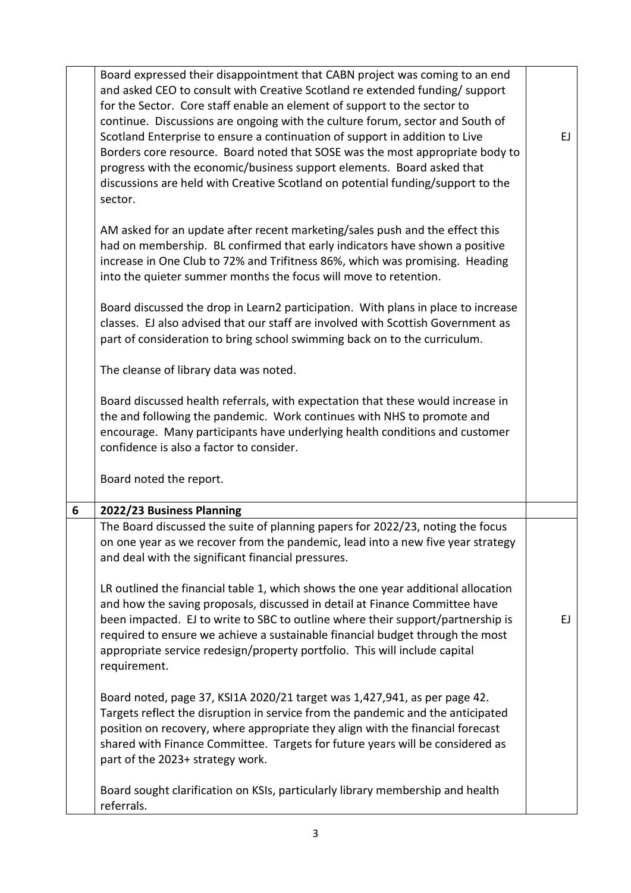| | | |
|---|---|---|
| | Board expressed their disappointment that CABN project was coming to an end and asked CEO to consult with Creative Scotland re extended funding/ support for the Sector. Core staff enable an element of support to the sector to continue. Discussions are ongoing with the culture forum, sector and South of Scotland Enterprise to ensure a continuation of support in addition to Live Borders core resource. Board noted that SOSE was the most appropriate body to progress with the economic/business support elements. Board asked that discussions are held with Creative Scotland on potential funding/support to the sector.<br><br>AM asked for an update after recent marketing/sales push and the effect this had on membership. BL confirmed that early indicators have shown a positive increase in One Club to 72% and Trifitness 86%, which was promising. Heading into the quieter summer months the focus will move to retention.<br><br>Board discussed the drop in Learn2 participation. With plans in place to increase classes. EJ also advised that our staff are involved with Scottish Government as part of consideration to bring school swimming back on to the curriculum.<br><br>The cleanse of library data was noted.<br><br>Board discussed health referrals, with expectation that these would increase in the and following the pandemic. Work continues with NHS to promote and encourage. Many participants have underlying health conditions and customer confidence is also a factor to consider.<br><br>Board noted the report. | EJ |
| **6** | **2022/23 Business Planning** | |
| | The Board discussed the suite of planning papers for 2022/23, noting the focus on one year as we recover from the pandemic, lead into a new five year strategy and deal with the significant financial pressures.<br><br>LR outlined the financial table 1, which shows the one year additional allocation and how the saving proposals, discussed in detail at Finance Committee have been impacted. EJ to write to SBC to outline where their support/partnership is required to ensure we achieve a sustainable financial budget through the most appropriate service redesign/property portfolio. This will include capital requirement.<br><br>Board noted, page 37, KSI1A 2020/21 target was 1,427,941, as per page 42. Targets reflect the disruption in service from the pandemic and the anticipated position on recovery, where appropriate they align with the financial forecast shared with Finance Committee. Targets for future years will be considered as part of the 2023+ strategy work.<br><br>Board sought clarification on KSIs, particularly library membership and health referrals. | EJ |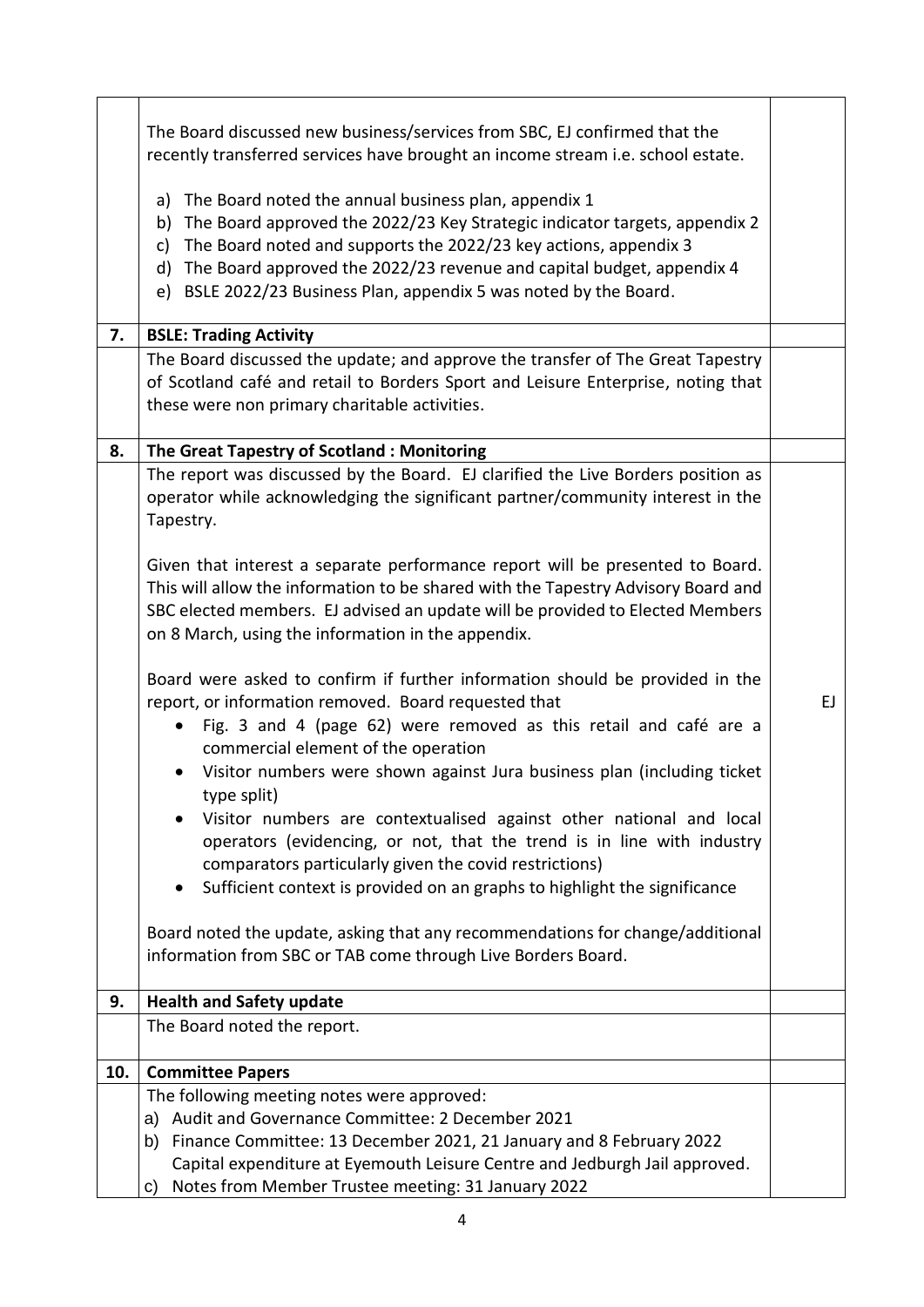| | | |
|---|---|---|
| | The Board discussed new business/services from SBC, EJ confirmed that the recently transferred services have brought an income stream i.e. school estate.<br><br>a) The Board noted the annual business plan, appendix 1<br>b) The Board approved the 2022/23 Key Strategic indicator targets, appendix 2<br>c) The Board noted and supports the 2022/23 key actions, appendix 3<br>d) The Board approved the 2022/23 revenue and capital budget, appendix 4<br>e) BSLE 2022/23 Business Plan, appendix 5 was noted by the Board. | |
| **7.** | **BSLE: Trading Activity** | |
| | The Board discussed the update; and approve the transfer of The Great Tapestry of Scotland café and retail to Borders Sport and Leisure Enterprise, noting that these were non primary charitable activities. | |
| **8.** | **The Great Tapestry of Scotland : Monitoring** | |
| | The report was discussed by the Board. EJ clarified the Live Borders position as operator while acknowledging the significant partner/community interest in the Tapestry.<br><br>Given that interest a separate performance report will be presented to Board. This will allow the information to be shared with the Tapestry Advisory Board and SBC elected members. EJ advised an update will be provided to Elected Members on 8 March, using the information in the appendix.<br><br>Board were asked to confirm if further information should be provided in the report, or information removed. Board requested that<br>• Fig. 3 and 4 (page 62) were removed as this retail and café are a commercial element of the operation<br>• Visitor numbers were shown against Jura business plan (including ticket type split)<br>• Visitor numbers are contextualised against other national and local operators (evidencing, or not, that the trend is in line with industry comparators particularly given the covid restrictions)<br>• Sufficient context is provided on an graphs to highlight the significance<br><br>Board noted the update, asking that any recommendations for change/additional information from SBC or TAB come through Live Borders Board. | EJ |
| **9.** | **Health and Safety update** | |
| | The Board noted the report. | |
| **10.** | **Committee Papers** | |
| | The following meeting notes were approved:<br>a) Audit and Governance Committee: 2 December 2021<br>b) Finance Committee: 13 December 2021, 21 January and 8 February 2022<br>Capital expenditure at Eyemouth Leisure Centre and Jedburgh Jail approved.<br>c) Notes from Member Trustee meeting: 31 January 2022 | |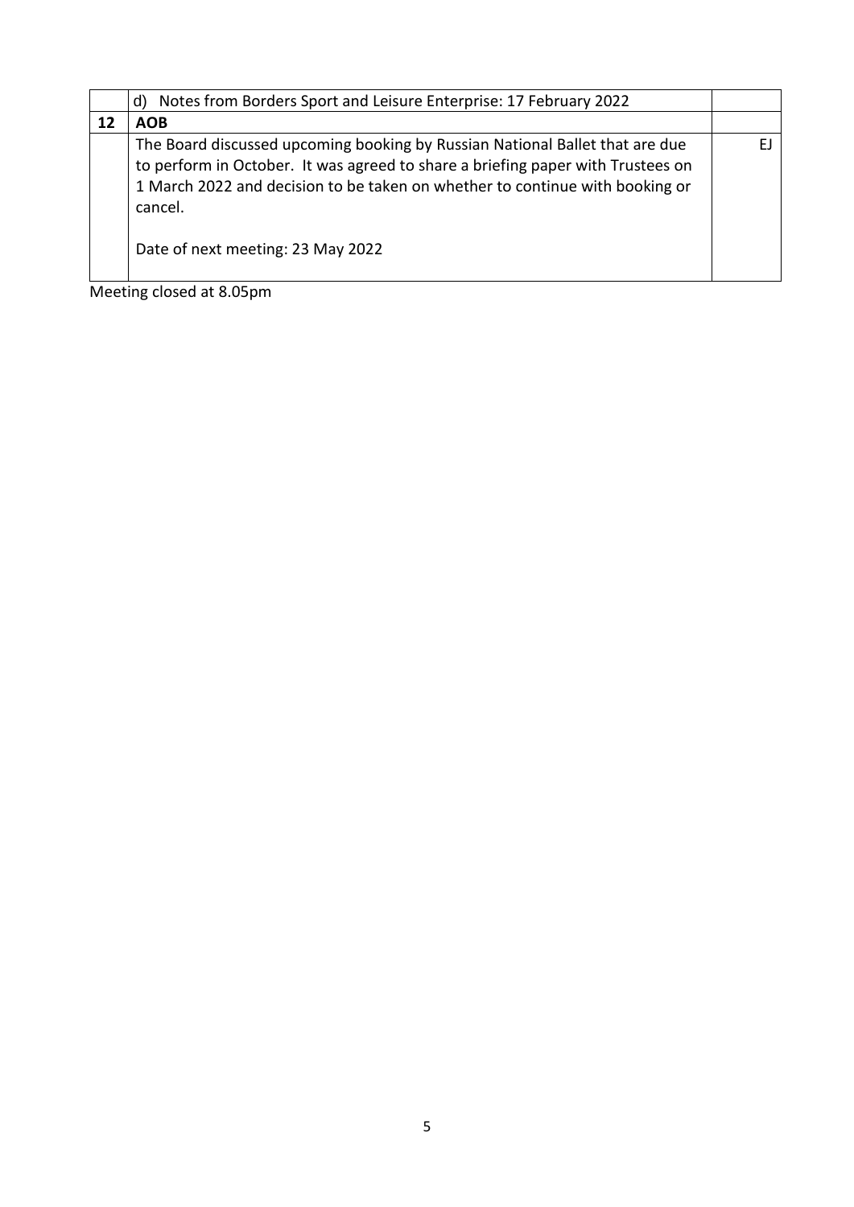| | | |
|---|---|---|
| | d) Notes from Borders Sport and Leisure Enterprise: 17 February 2022 | |
| **12** | **AOB** | |
| | The Board discussed upcoming booking by Russian National Ballet that are due to perform in October. It was agreed to share a briefing paper with Trustees on 1 March 2022 and decision to be taken on whether to continue with booking or cancel.<br><br>Date of next meeting: 23 May 2022 | EJ |

Meeting closed at 8.05pm